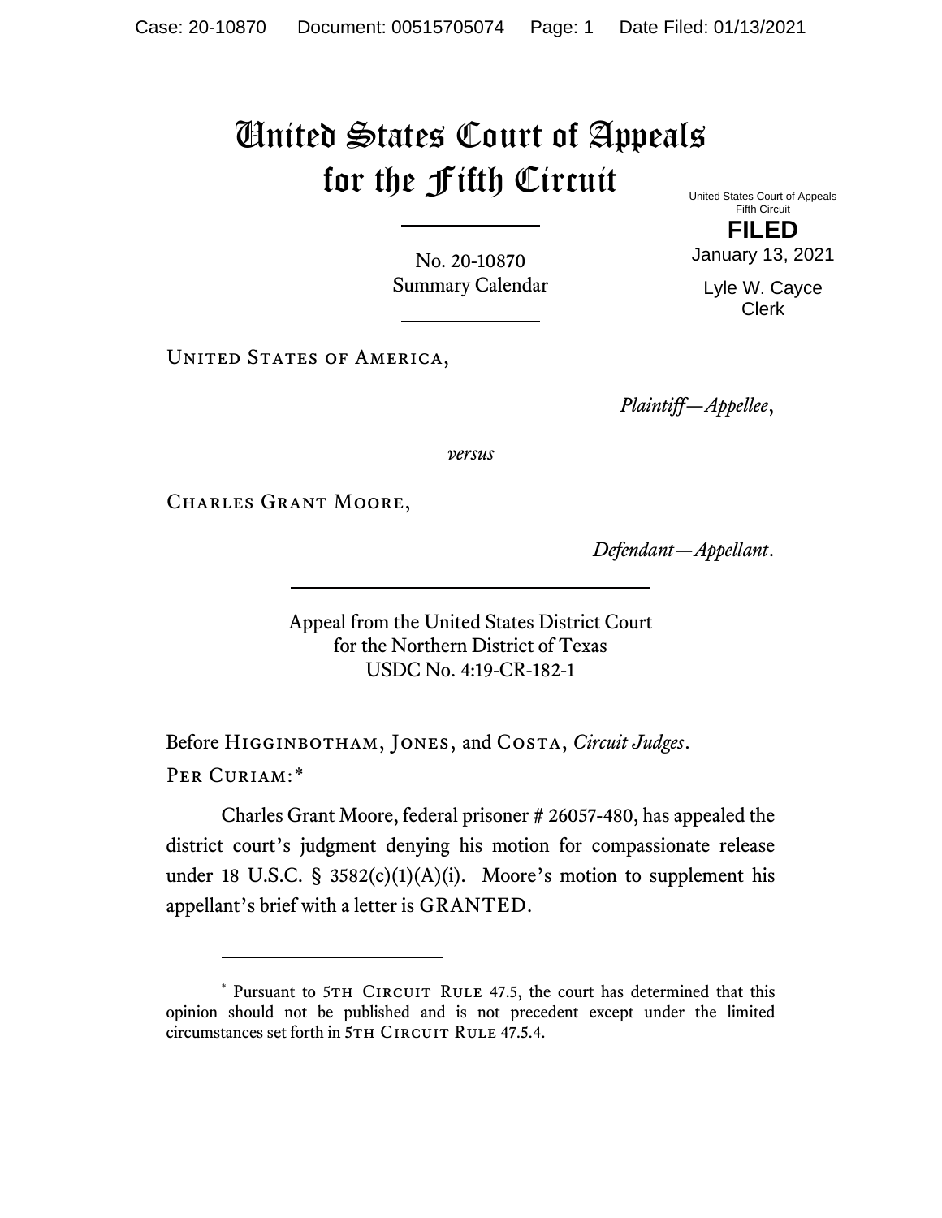# United States Court of Appeals for the Fifth Circuit

United States Court of Appeals
Fifth Circuit

**FILED**

January 13, 2021

Lyle W. Cayce
Clerk

No. 20-10870
Summary Calendar

---

United States of America,

*Plaintiff—Appellee*,

*versus*

Charles Grant Moore,

*Defendant—Appellant*.

---

Appeal from the United States District Court
for the Northern District of Texas
USDC No. 4:19-CR-182-1

---

Before Higginbotham, Jones, and Costa, *Circuit Judges*.

Per Curiam:*

Charles Grant Moore, federal prisoner # 26057-480, has appealed the district court's judgment denying his motion for compassionate release under 18 U.S.C. § 3582(c)(1)(A)(i). Moore's motion to supplement his appellant's brief with a letter is GRANTED.

---

\* Pursuant to 5th Circuit Rule 47.5, the court has determined that this opinion should not be published and is not precedent except under the limited circumstances set forth in 5th Circuit Rule 47.5.4.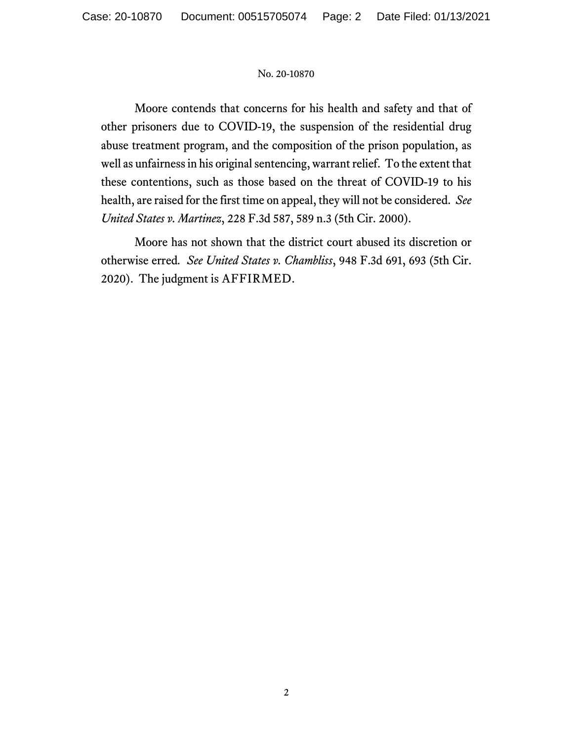Moore contends that concerns for his health and safety and that of other prisoners due to COVID-19, the suspension of the residential drug abuse treatment program, and the composition of the prison population, as well as unfairness in his original sentencing, warrant relief. To the extent that these contentions, such as those based on the threat of COVID-19 to his health, are raised for the first time on appeal, they will not be considered. *See United States v. Martinez*, 228 F.3d 587, 589 n.3 (5th Cir. 2000).

Moore has not shown that the district court abused its discretion or otherwise erred. *See United States v. Chambliss*, 948 F.3d 691, 693 (5th Cir. 2020). The judgment is AFFIRMED.